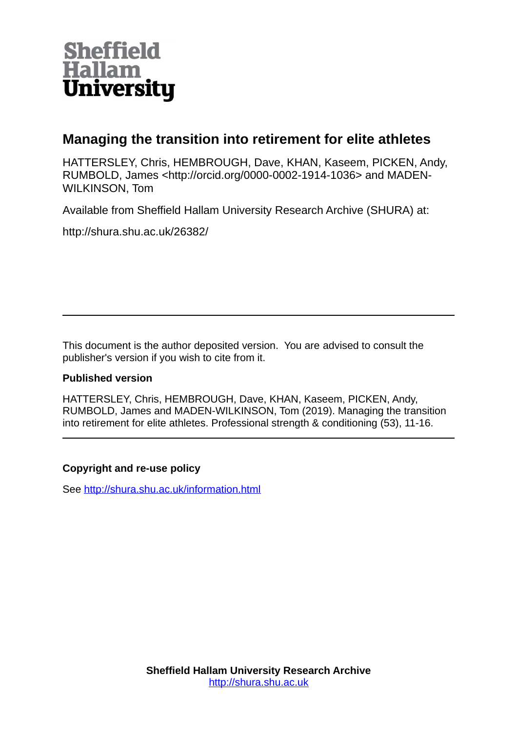Sheffield Hallam University

# Managing the transition into retirement for elite athletes

HATTERSLEY, Chris, HEMBROUGH, Dave, KHAN, Kaseem, PICKEN, Andy, RUMBOLD, James <http://orcid.org/0000-0002-1914-1036> and MADEN-WILKINSON, Tom

Available from Sheffield Hallam University Research Archive (SHURA) at:

http://shura.shu.ac.uk/26382/

---

This document is the author deposited version. You are advised to consult the publisher's version if you wish to cite from it.

### Published version

HATTERSLEY, Chris, HEMBROUGH, Dave, KHAN, Kaseem, PICKEN, Andy, RUMBOLD, James and MADEN-WILKINSON, Tom (2019). Managing the transition into retirement for elite athletes. Professional strength & conditioning (53), 11-16.

---

### Copyright and re-use policy

See http://shura.shu.ac.uk/information.html

**Sheffield Hallam University Research Archive**
http://shura.shu.ac.uk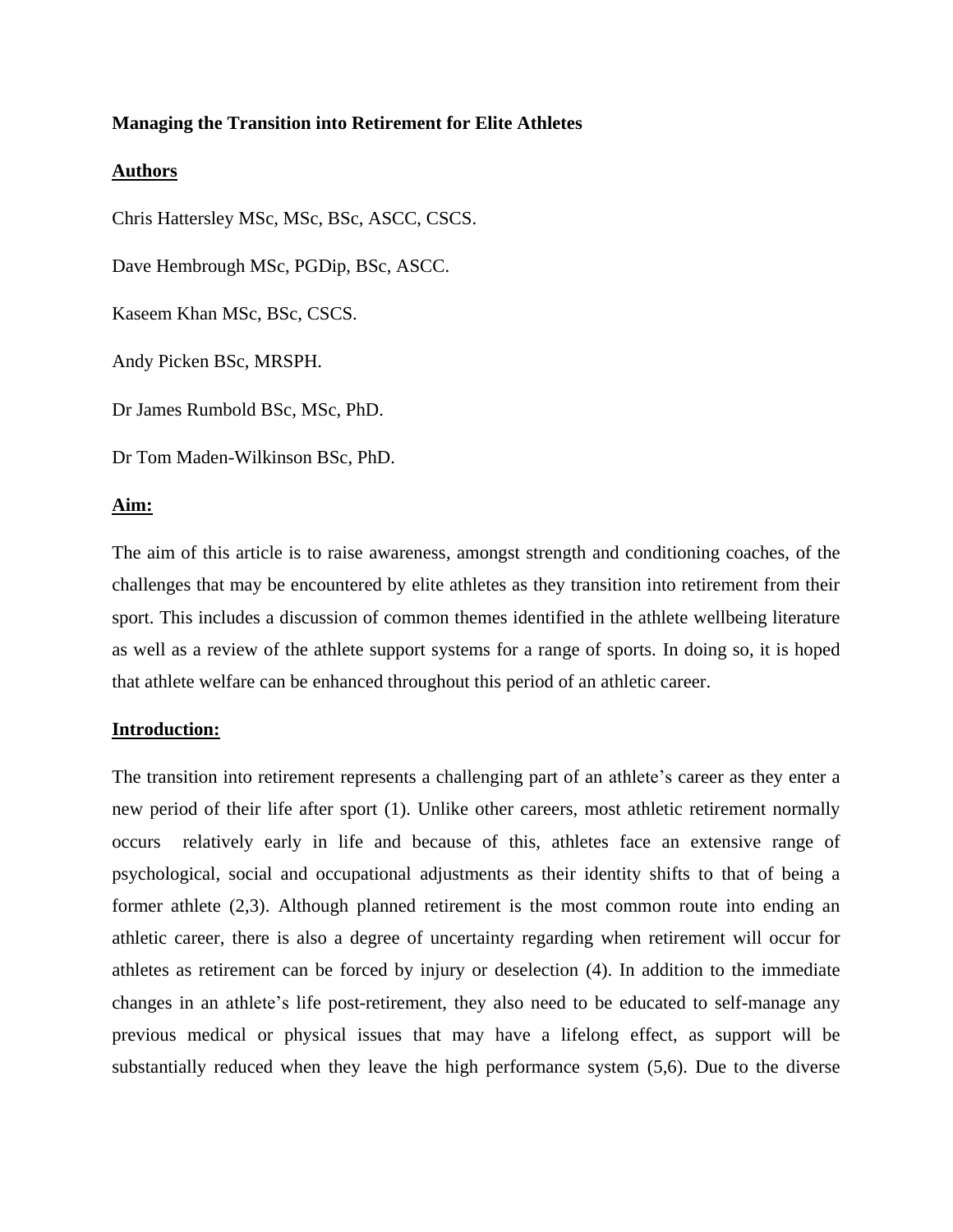**Managing the Transition into Retirement for Elite Athletes**

**Authors**

Chris Hattersley MSc, MSc, BSc, ASCC, CSCS.

Dave Hembrough MSc, PGDip, BSc, ASCC.

Kaseem Khan MSc, BSc, CSCS.

Andy Picken BSc, MRSPH.

Dr James Rumbold BSc, MSc, PhD.

Dr Tom Maden-Wilkinson BSc, PhD.

**Aim:**

The aim of this article is to raise awareness, amongst strength and conditioning coaches, of the challenges that may be encountered by elite athletes as they transition into retirement from their sport. This includes a discussion of common themes identified in the athlete wellbeing literature as well as a review of the athlete support systems for a range of sports. In doing so, it is hoped that athlete welfare can be enhanced throughout this period of an athletic career.

**Introduction:**

The transition into retirement represents a challenging part of an athlete's career as they enter a new period of their life after sport (1). Unlike other careers, most athletic retirement normally occurs relatively early in life and because of this, athletes face an extensive range of psychological, social and occupational adjustments as their identity shifts to that of being a former athlete (2,3). Although planned retirement is the most common route into ending an athletic career, there is also a degree of uncertainty regarding when retirement will occur for athletes as retirement can be forced by injury or deselection (4). In addition to the immediate changes in an athlete's life post-retirement, they also need to be educated to self-manage any previous medical or physical issues that may have a lifelong effect, as support will be substantially reduced when they leave the high performance system (5,6). Due to the diverse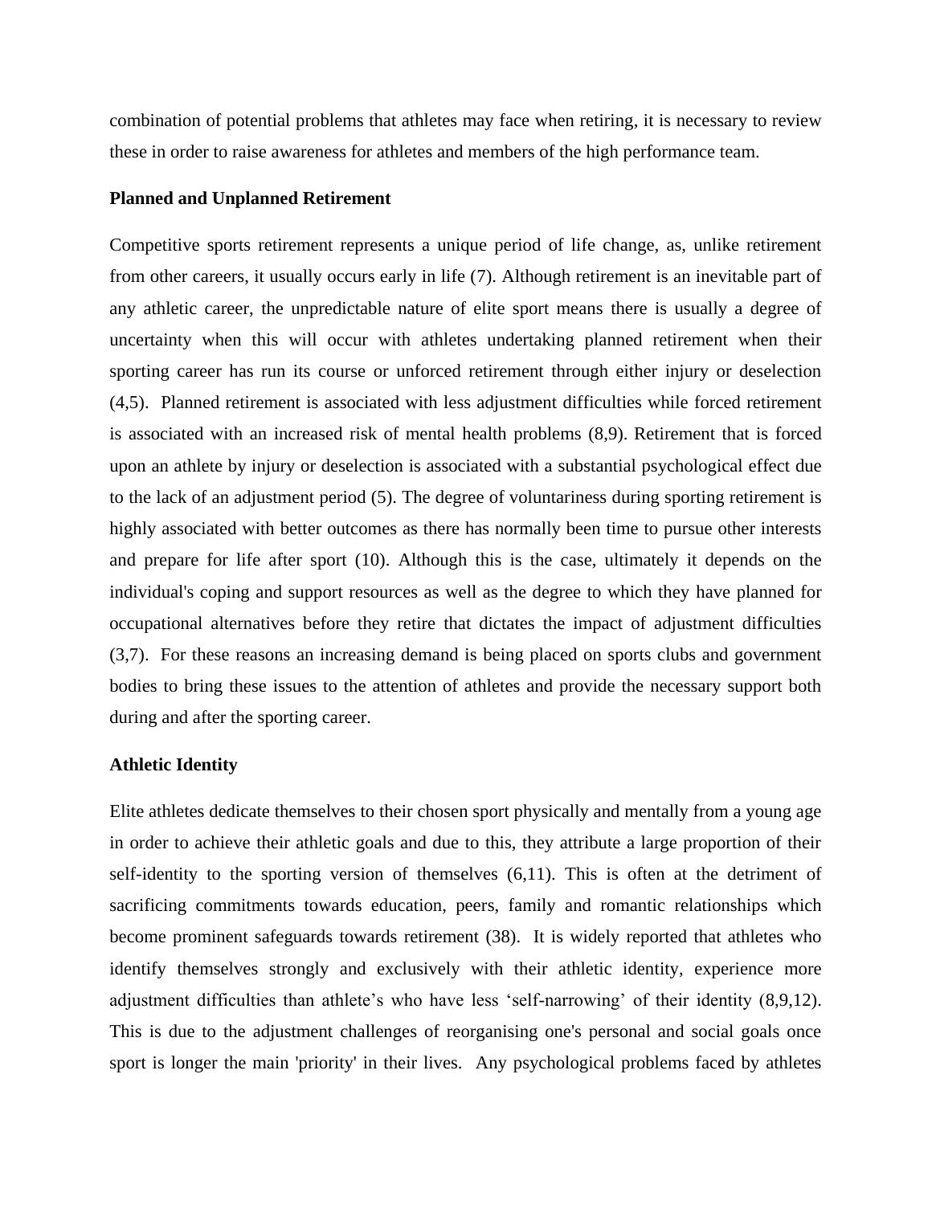combination of potential problems that athletes may face when retiring, it is necessary to review these in order to raise awareness for athletes and members of the high performance team.

**Planned and Unplanned Retirement**

Competitive sports retirement represents a unique period of life change, as, unlike retirement from other careers, it usually occurs early in life (7). Although retirement is an inevitable part of any athletic career, the unpredictable nature of elite sport means there is usually a degree of uncertainty when this will occur with athletes undertaking planned retirement when their sporting career has run its course or unforced retirement through either injury or deselection (4,5). Planned retirement is associated with less adjustment difficulties while forced retirement is associated with an increased risk of mental health problems (8,9). Retirement that is forced upon an athlete by injury or deselection is associated with a substantial psychological effect due to the lack of an adjustment period (5). The degree of voluntariness during sporting retirement is highly associated with better outcomes as there has normally been time to pursue other interests and prepare for life after sport (10). Although this is the case, ultimately it depends on the individual's coping and support resources as well as the degree to which they have planned for occupational alternatives before they retire that dictates the impact of adjustment difficulties (3,7). For these reasons an increasing demand is being placed on sports clubs and government bodies to bring these issues to the attention of athletes and provide the necessary support both during and after the sporting career.

**Athletic Identity**

Elite athletes dedicate themselves to their chosen sport physically and mentally from a young age in order to achieve their athletic goals and due to this, they attribute a large proportion of their self-identity to the sporting version of themselves (6,11). This is often at the detriment of sacrificing commitments towards education, peers, family and romantic relationships which become prominent safeguards towards retirement (38). It is widely reported that athletes who identify themselves strongly and exclusively with their athletic identity, experience more adjustment difficulties than athlete's who have less 'self-narrowing' of their identity (8,9,12). This is due to the adjustment challenges of reorganising one's personal and social goals once sport is longer the main 'priority' in their lives. Any psychological problems faced by athletes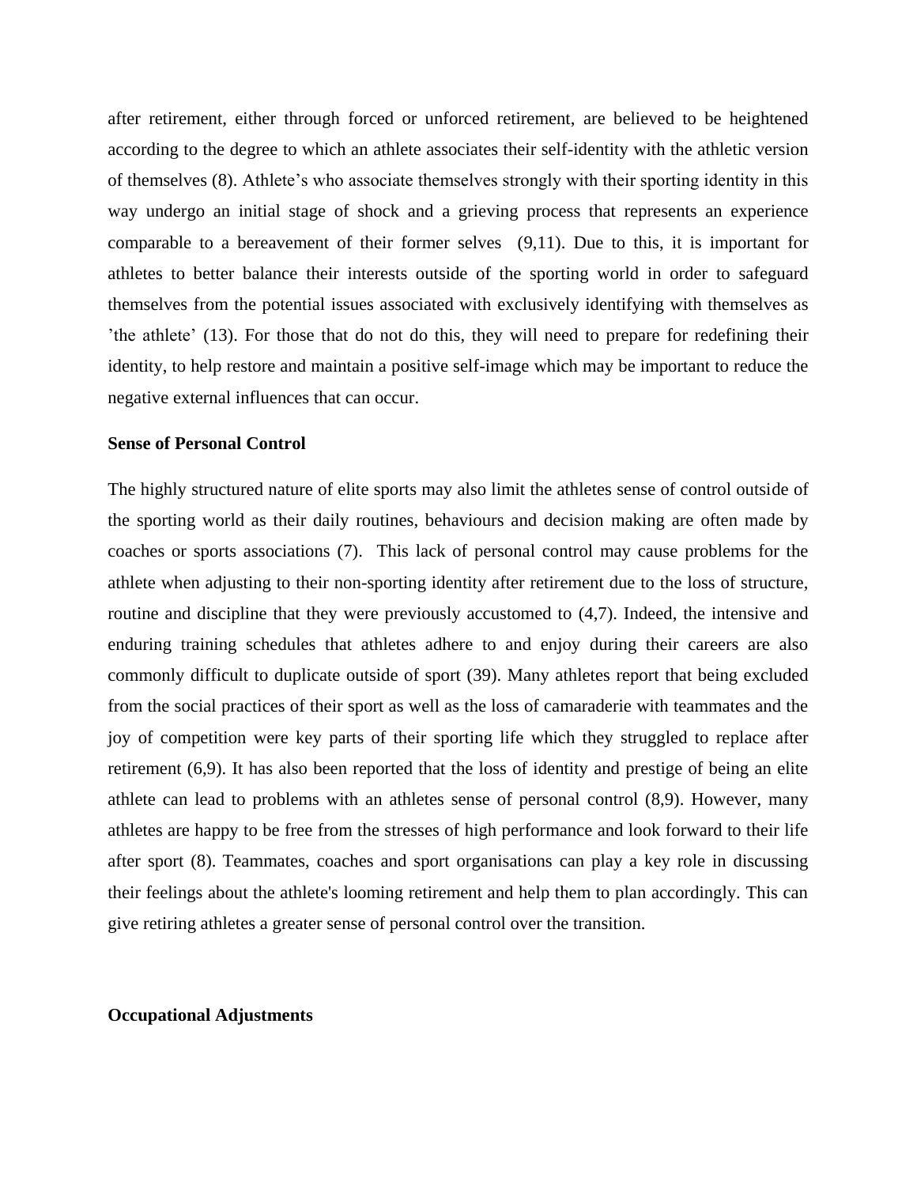after retirement, either through forced or unforced retirement, are believed to be heightened according to the degree to which an athlete associates their self-identity with the athletic version of themselves (8). Athlete's who associate themselves strongly with their sporting identity in this way undergo an initial stage of shock and a grieving process that represents an experience comparable to a bereavement of their former selves (9,11). Due to this, it is important for athletes to better balance their interests outside of the sporting world in order to safeguard themselves from the potential issues associated with exclusively identifying with themselves as 'the athlete' (13). For those that do not do this, they will need to prepare for redefining their identity, to help restore and maintain a positive self-image which may be important to reduce the negative external influences that can occur.

**Sense of Personal Control**

The highly structured nature of elite sports may also limit the athletes sense of control outside of the sporting world as their daily routines, behaviours and decision making are often made by coaches or sports associations (7). This lack of personal control may cause problems for the athlete when adjusting to their non-sporting identity after retirement due to the loss of structure, routine and discipline that they were previously accustomed to (4,7). Indeed, the intensive and enduring training schedules that athletes adhere to and enjoy during their careers are also commonly difficult to duplicate outside of sport (39). Many athletes report that being excluded from the social practices of their sport as well as the loss of camaraderie with teammates and the joy of competition were key parts of their sporting life which they struggled to replace after retirement (6,9). It has also been reported that the loss of identity and prestige of being an elite athlete can lead to problems with an athletes sense of personal control (8,9). However, many athletes are happy to be free from the stresses of high performance and look forward to their life after sport (8). Teammates, coaches and sport organisations can play a key role in discussing their feelings about the athlete's looming retirement and help them to plan accordingly. This can give retiring athletes a greater sense of personal control over the transition.

**Occupational Adjustments**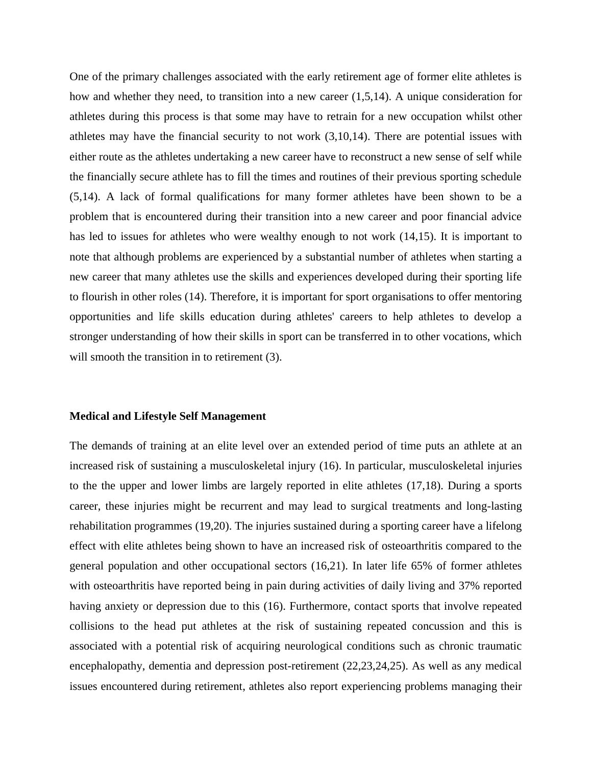One of the primary challenges associated with the early retirement age of former elite athletes is how and whether they need, to transition into a new career (1,5,14). A unique consideration for athletes during this process is that some may have to retrain for a new occupation whilst other athletes may have the financial security to not work (3,10,14). There are potential issues with either route as the athletes undertaking a new career have to reconstruct a new sense of self while the financially secure athlete has to fill the times and routines of their previous sporting schedule (5,14). A lack of formal qualifications for many former athletes have been shown to be a problem that is encountered during their transition into a new career and poor financial advice has led to issues for athletes who were wealthy enough to not work (14,15). It is important to note that although problems are experienced by a substantial number of athletes when starting a new career that many athletes use the skills and experiences developed during their sporting life to flourish in other roles (14). Therefore, it is important for sport organisations to offer mentoring opportunities and life skills education during athletes' careers to help athletes to develop a stronger understanding of how their skills in sport can be transferred in to other vocations, which will smooth the transition in to retirement (3).

**Medical and Lifestyle Self Management**

The demands of training at an elite level over an extended period of time puts an athlete at an increased risk of sustaining a musculoskeletal injury (16). In particular, musculoskeletal injuries to the the upper and lower limbs are largely reported in elite athletes (17,18). During a sports career, these injuries might be recurrent and may lead to surgical treatments and long-lasting rehabilitation programmes (19,20). The injuries sustained during a sporting career have a lifelong effect with elite athletes being shown to have an increased risk of osteoarthritis compared to the general population and other occupational sectors (16,21). In later life 65% of former athletes with osteoarthritis have reported being in pain during activities of daily living and 37% reported having anxiety or depression due to this (16). Furthermore, contact sports that involve repeated collisions to the head put athletes at the risk of sustaining repeated concussion and this is associated with a potential risk of acquiring neurological conditions such as chronic traumatic encephalopathy, dementia and depression post-retirement (22,23,24,25). As well as any medical issues encountered during retirement, athletes also report experiencing problems managing their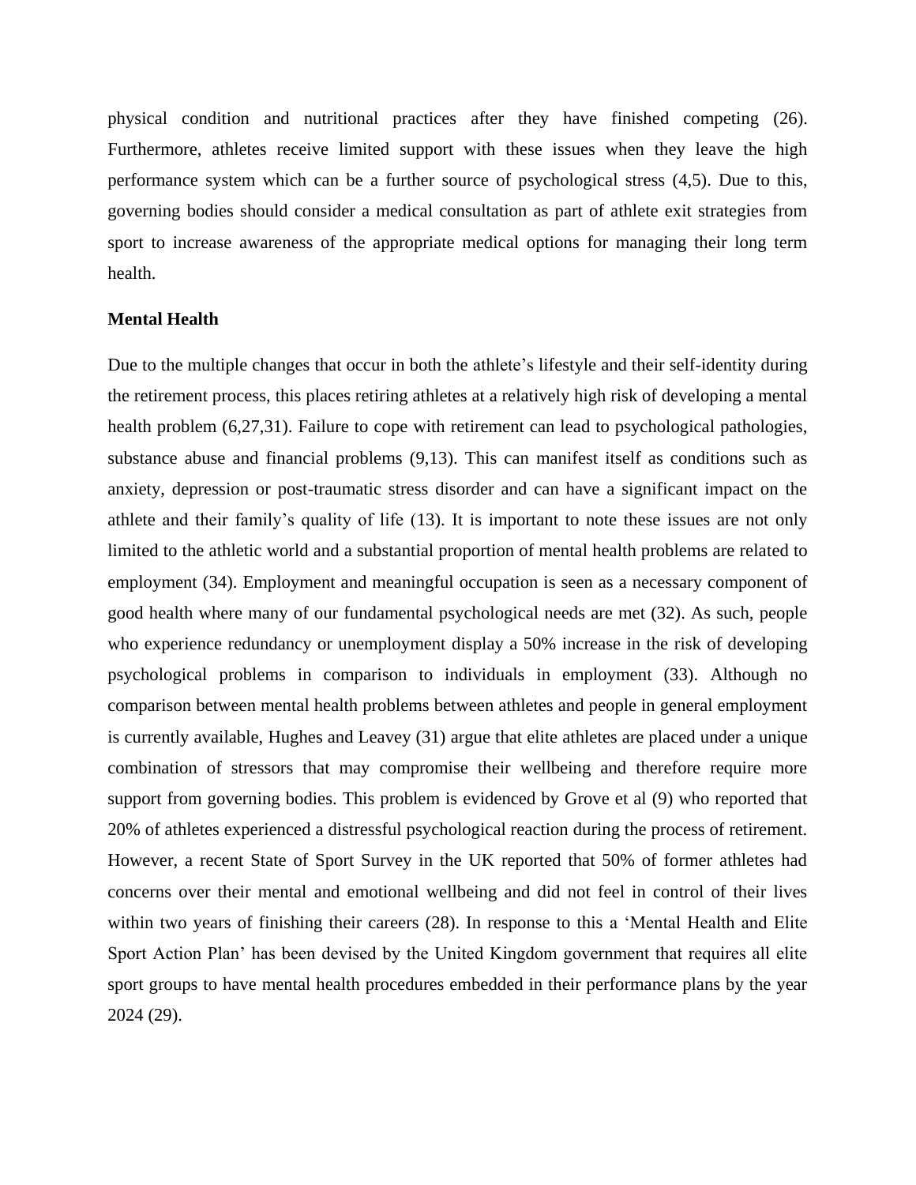physical condition and nutritional practices after they have finished competing (26). Furthermore, athletes receive limited support with these issues when they leave the high performance system which can be a further source of psychological stress (4,5). Due to this, governing bodies should consider a medical consultation as part of athlete exit strategies from sport to increase awareness of the appropriate medical options for managing their long term health.

**Mental Health**

Due to the multiple changes that occur in both the athlete's lifestyle and their self-identity during the retirement process, this places retiring athletes at a relatively high risk of developing a mental health problem (6,27,31). Failure to cope with retirement can lead to psychological pathologies, substance abuse and financial problems (9,13). This can manifest itself as conditions such as anxiety, depression or post-traumatic stress disorder and can have a significant impact on the athlete and their family's quality of life (13). It is important to note these issues are not only limited to the athletic world and a substantial proportion of mental health problems are related to employment (34). Employment and meaningful occupation is seen as a necessary component of good health where many of our fundamental psychological needs are met (32). As such, people who experience redundancy or unemployment display a 50% increase in the risk of developing psychological problems in comparison to individuals in employment (33). Although no comparison between mental health problems between athletes and people in general employment is currently available, Hughes and Leavey (31) argue that elite athletes are placed under a unique combination of stressors that may compromise their wellbeing and therefore require more support from governing bodies. This problem is evidenced by Grove et al (9) who reported that 20% of athletes experienced a distressful psychological reaction during the process of retirement. However, a recent State of Sport Survey in the UK reported that 50% of former athletes had concerns over their mental and emotional wellbeing and did not feel in control of their lives within two years of finishing their careers (28). In response to this a 'Mental Health and Elite Sport Action Plan' has been devised by the United Kingdom government that requires all elite sport groups to have mental health procedures embedded in their performance plans by the year 2024 (29).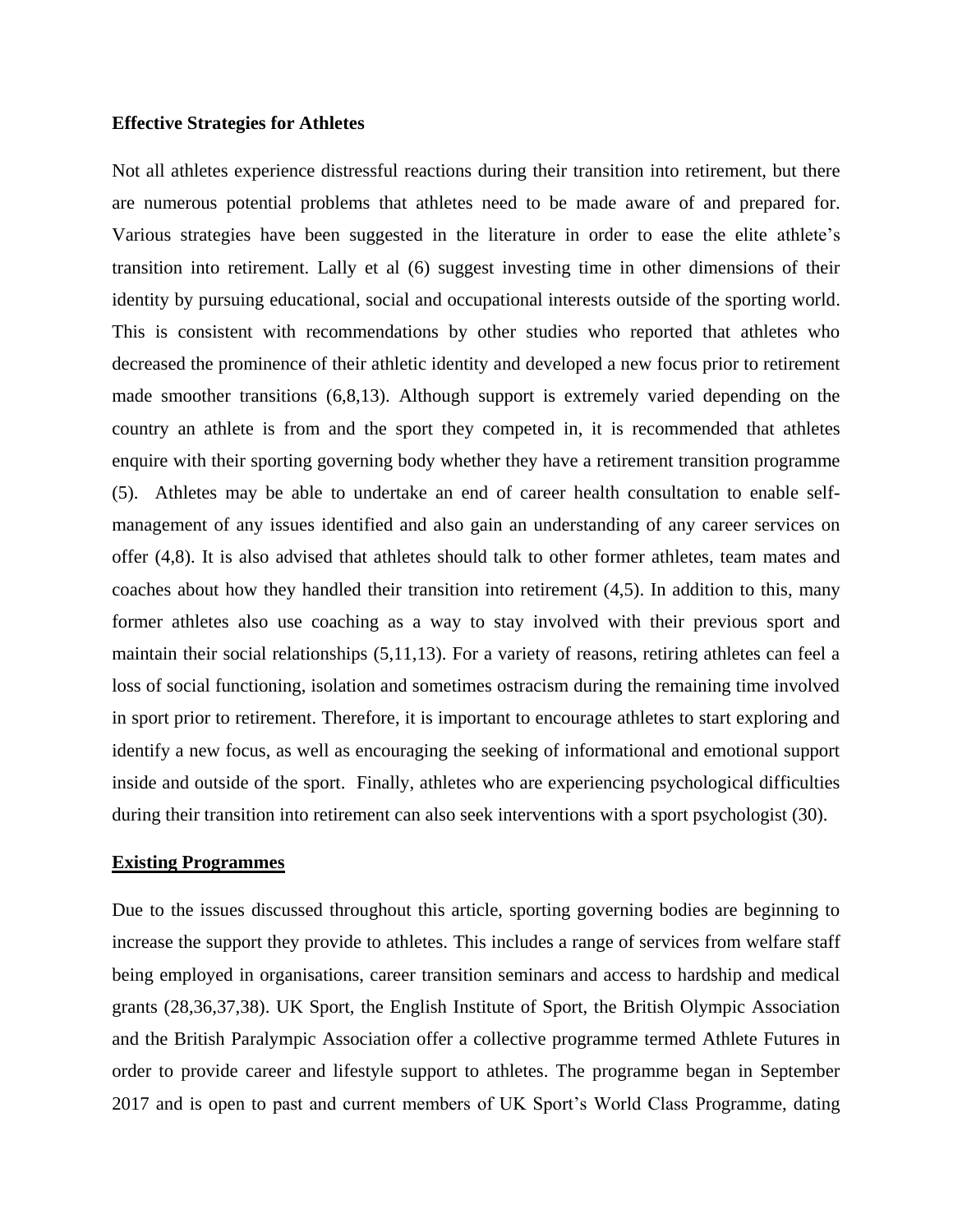**Effective Strategies for Athletes**

Not all athletes experience distressful reactions during their transition into retirement, but there are numerous potential problems that athletes need to be made aware of and prepared for. Various strategies have been suggested in the literature in order to ease the elite athlete's transition into retirement. Lally et al (6) suggest investing time in other dimensions of their identity by pursuing educational, social and occupational interests outside of the sporting world. This is consistent with recommendations by other studies who reported that athletes who decreased the prominence of their athletic identity and developed a new focus prior to retirement made smoother transitions (6,8,13). Although support is extremely varied depending on the country an athlete is from and the sport they competed in, it is recommended that athletes enquire with their sporting governing body whether they have a retirement transition programme (5). Athletes may be able to undertake an end of career health consultation to enable self-management of any issues identified and also gain an understanding of any career services on offer (4,8). It is also advised that athletes should talk to other former athletes, team mates and coaches about how they handled their transition into retirement (4,5). In addition to this, many former athletes also use coaching as a way to stay involved with their previous sport and maintain their social relationships (5,11,13). For a variety of reasons, retiring athletes can feel a loss of social functioning, isolation and sometimes ostracism during the remaining time involved in sport prior to retirement. Therefore, it is important to encourage athletes to start exploring and identify a new focus, as well as encouraging the seeking of informational and emotional support inside and outside of the sport. Finally, athletes who are experiencing psychological difficulties during their transition into retirement can also seek interventions with a sport psychologist (30).

**Existing Programmes**

Due to the issues discussed throughout this article, sporting governing bodies are beginning to increase the support they provide to athletes. This includes a range of services from welfare staff being employed in organisations, career transition seminars and access to hardship and medical grants (28,36,37,38). UK Sport, the English Institute of Sport, the British Olympic Association and the British Paralympic Association offer a collective programme termed Athlete Futures in order to provide career and lifestyle support to athletes. The programme began in September 2017 and is open to past and current members of UK Sport's World Class Programme, dating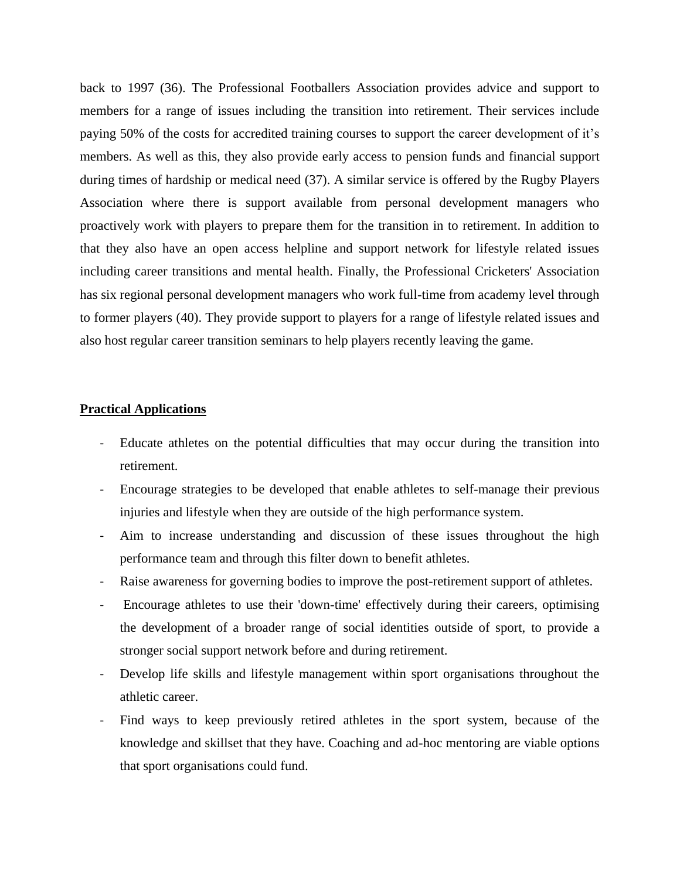back to 1997 (36). The Professional Footballers Association provides advice and support to members for a range of issues including the transition into retirement. Their services include paying 50% of the costs for accredited training courses to support the career development of it's members. As well as this, they also provide early access to pension funds and financial support during times of hardship or medical need (37). A similar service is offered by the Rugby Players Association where there is support available from personal development managers who proactively work with players to prepare them for the transition in to retirement. In addition to that they also have an open access helpline and support network for lifestyle related issues including career transitions and mental health. Finally, the Professional Cricketers' Association has six regional personal development managers who work full-time from academy level through to former players (40). They provide support to players for a range of lifestyle related issues and also host regular career transition seminars to help players recently leaving the game.

## Practical Applications

- Educate athletes on the potential difficulties that may occur during the transition into retirement.
- Encourage strategies to be developed that enable athletes to self-manage their previous injuries and lifestyle when they are outside of the high performance system.
- Aim to increase understanding and discussion of these issues throughout the high performance team and through this filter down to benefit athletes.
- Raise awareness for governing bodies to improve the post-retirement support of athletes.
- Encourage athletes to use their 'down-time' effectively during their careers, optimising the development of a broader range of social identities outside of sport, to provide a stronger social support network before and during retirement.
- Develop life skills and lifestyle management within sport organisations throughout the athletic career.
- Find ways to keep previously retired athletes in the sport system, because of the knowledge and skillset that they have. Coaching and ad-hoc mentoring are viable options that sport organisations could fund.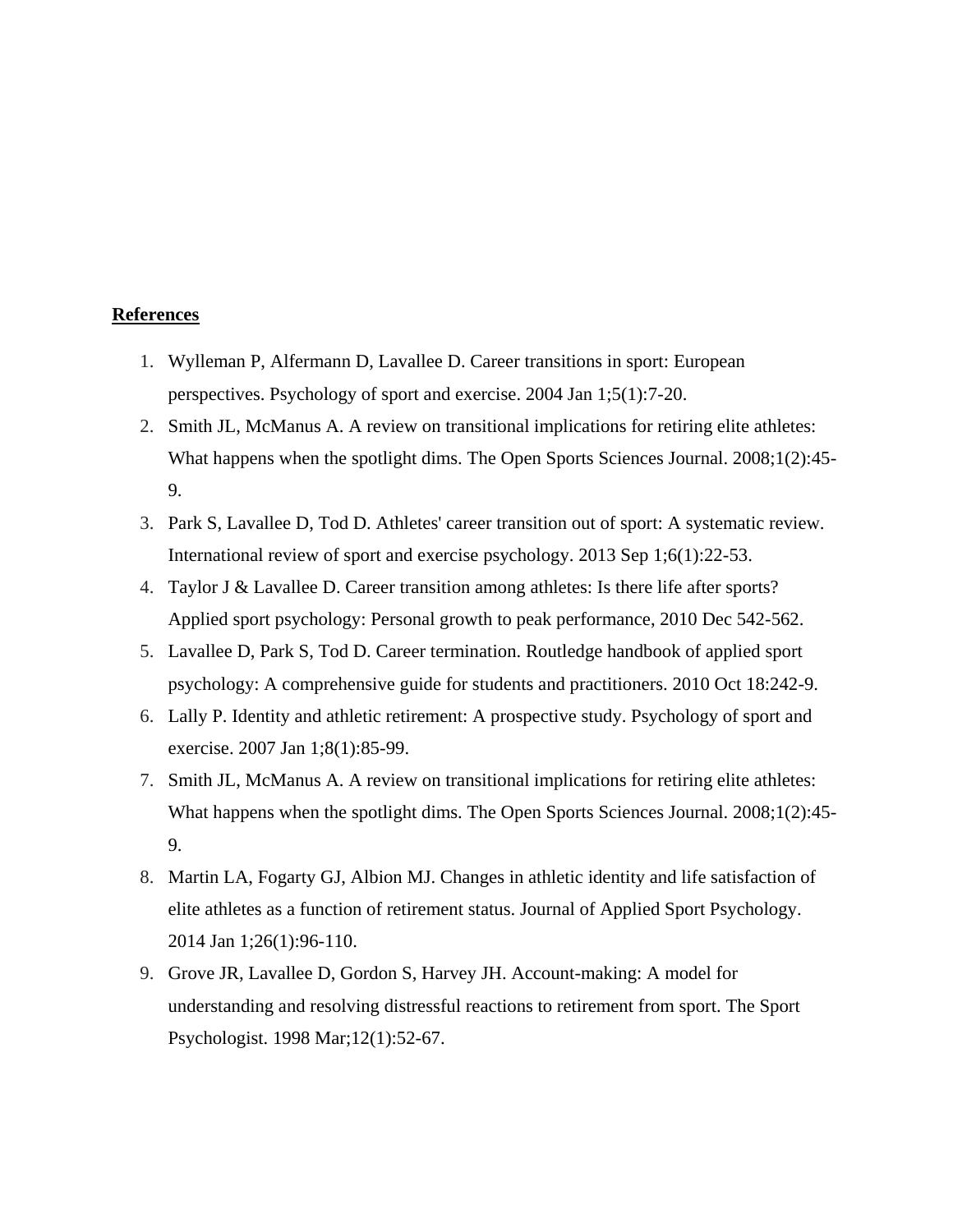**References**

1. Wylleman P, Alfermann D, Lavallee D. Career transitions in sport: European perspectives. Psychology of sport and exercise. 2004 Jan 1;5(1):7-20.
2. Smith JL, McManus A. A review on transitional implications for retiring elite athletes: What happens when the spotlight dims. The Open Sports Sciences Journal. 2008;1(2):45-9.
3. Park S, Lavallee D, Tod D. Athletes' career transition out of sport: A systematic review. International review of sport and exercise psychology. 2013 Sep 1;6(1):22-53.
4. Taylor J & Lavallee D. Career transition among athletes: Is there life after sports? Applied sport psychology: Personal growth to peak performance, 2010 Dec 542-562.
5. Lavallee D, Park S, Tod D. Career termination. Routledge handbook of applied sport psychology: A comprehensive guide for students and practitioners. 2010 Oct 18:242-9.
6. Lally P. Identity and athletic retirement: A prospective study. Psychology of sport and exercise. 2007 Jan 1;8(1):85-99.
7. Smith JL, McManus A. A review on transitional implications for retiring elite athletes: What happens when the spotlight dims. The Open Sports Sciences Journal. 2008;1(2):45-9.
8. Martin LA, Fogarty GJ, Albion MJ. Changes in athletic identity and life satisfaction of elite athletes as a function of retirement status. Journal of Applied Sport Psychology. 2014 Jan 1;26(1):96-110.
9. Grove JR, Lavallee D, Gordon S, Harvey JH. Account-making: A model for understanding and resolving distressful reactions to retirement from sport. The Sport Psychologist. 1998 Mar;12(1):52-67.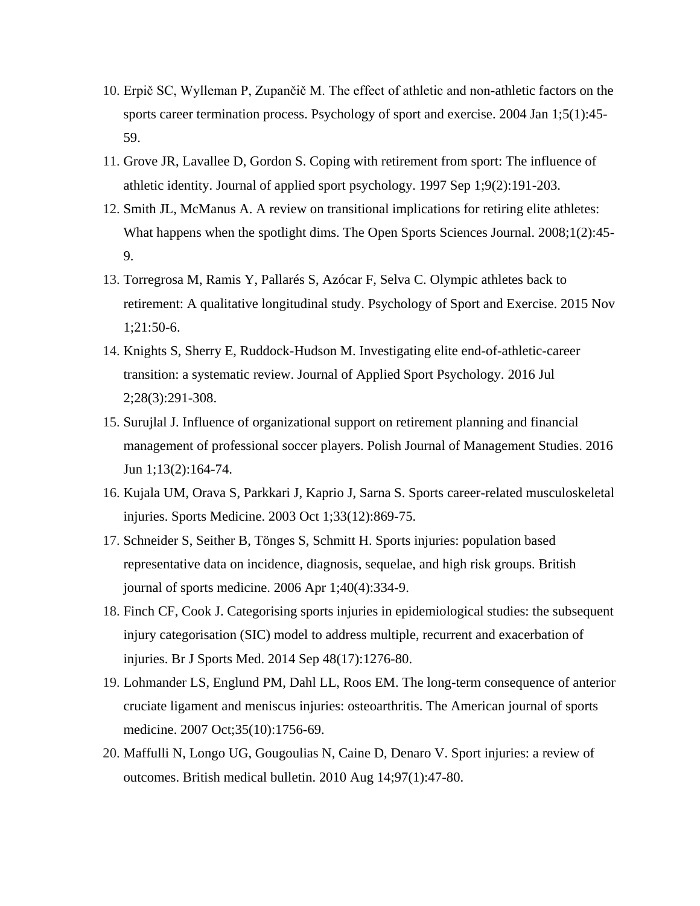10. Erpič SC, Wylleman P, Zupančič M. The effect of athletic and non-athletic factors on the sports career termination process. Psychology of sport and exercise. 2004 Jan 1;5(1):45-59.
11. Grove JR, Lavallee D, Gordon S. Coping with retirement from sport: The influence of athletic identity. Journal of applied sport psychology. 1997 Sep 1;9(2):191-203.
12. Smith JL, McManus A. A review on transitional implications for retiring elite athletes: What happens when the spotlight dims. The Open Sports Sciences Journal. 2008;1(2):45-9.
13. Torregrosa M, Ramis Y, Pallarés S, Azócar F, Selva C. Olympic athletes back to retirement: A qualitative longitudinal study. Psychology of Sport and Exercise. 2015 Nov 1;21:50-6.
14. Knights S, Sherry E, Ruddock-Hudson M. Investigating elite end-of-athletic-career transition: a systematic review. Journal of Applied Sport Psychology. 2016 Jul 2;28(3):291-308.
15. Surujlal J. Influence of organizational support on retirement planning and financial management of professional soccer players. Polish Journal of Management Studies. 2016 Jun 1;13(2):164-74.
16. Kujala UM, Orava S, Parkkari J, Kaprio J, Sarna S. Sports career-related musculoskeletal injuries. Sports Medicine. 2003 Oct 1;33(12):869-75.
17. Schneider S, Seither B, Tönges S, Schmitt H. Sports injuries: population based representative data on incidence, diagnosis, sequelae, and high risk groups. British journal of sports medicine. 2006 Apr 1;40(4):334-9.
18. Finch CF, Cook J. Categorising sports injuries in epidemiological studies: the subsequent injury categorisation (SIC) model to address multiple, recurrent and exacerbation of injuries. Br J Sports Med. 2014 Sep 48(17):1276-80.
19. Lohmander LS, Englund PM, Dahl LL, Roos EM. The long-term consequence of anterior cruciate ligament and meniscus injuries: osteoarthritis. The American journal of sports medicine. 2007 Oct;35(10):1756-69.
20. Maffulli N, Longo UG, Gougoulias N, Caine D, Denaro V. Sport injuries: a review of outcomes. British medical bulletin. 2010 Aug 14;97(1):47-80.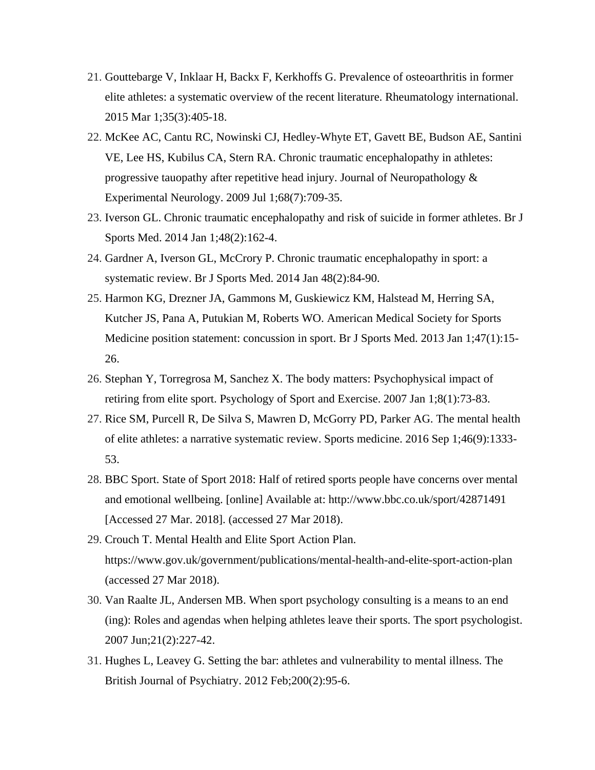21. Gouttebarge V, Inklaar H, Backx F, Kerkhoffs G. Prevalence of osteoarthritis in former elite athletes: a systematic overview of the recent literature. Rheumatology international. 2015 Mar 1;35(3):405-18.
22. McKee AC, Cantu RC, Nowinski CJ, Hedley-Whyte ET, Gavett BE, Budson AE, Santini VE, Lee HS, Kubilus CA, Stern RA. Chronic traumatic encephalopathy in athletes: progressive tauopathy after repetitive head injury. Journal of Neuropathology & Experimental Neurology. 2009 Jul 1;68(7):709-35.
23. Iverson GL. Chronic traumatic encephalopathy and risk of suicide in former athletes. Br J Sports Med. 2014 Jan 1;48(2):162-4.
24. Gardner A, Iverson GL, McCrory P. Chronic traumatic encephalopathy in sport: a systematic review. Br J Sports Med. 2014 Jan 48(2):84-90.
25. Harmon KG, Drezner JA, Gammons M, Guskiewicz KM, Halstead M, Herring SA, Kutcher JS, Pana A, Putukian M, Roberts WO. American Medical Society for Sports Medicine position statement: concussion in sport. Br J Sports Med. 2013 Jan 1;47(1):15-26.
26. Stephan Y, Torregrosa M, Sanchez X. The body matters: Psychophysical impact of retiring from elite sport. Psychology of Sport and Exercise. 2007 Jan 1;8(1):73-83.
27. Rice SM, Purcell R, De Silva S, Mawren D, McGorry PD, Parker AG. The mental health of elite athletes: a narrative systematic review. Sports medicine. 2016 Sep 1;46(9):1333-53.
28. BBC Sport. State of Sport 2018: Half of retired sports people have concerns over mental and emotional wellbeing. [online] Available at: http://www.bbc.co.uk/sport/42871491 [Accessed 27 Mar. 2018]. (accessed 27 Mar 2018).
29. Crouch T. Mental Health and Elite Sport Action Plan. https://www.gov.uk/government/publications/mental-health-and-elite-sport-action-plan (accessed 27 Mar 2018).
30. Van Raalte JL, Andersen MB. When sport psychology consulting is a means to an end (ing): Roles and agendas when helping athletes leave their sports. The sport psychologist. 2007 Jun;21(2):227-42.
31. Hughes L, Leavey G. Setting the bar: athletes and vulnerability to mental illness. The British Journal of Psychiatry. 2012 Feb;200(2):95-6.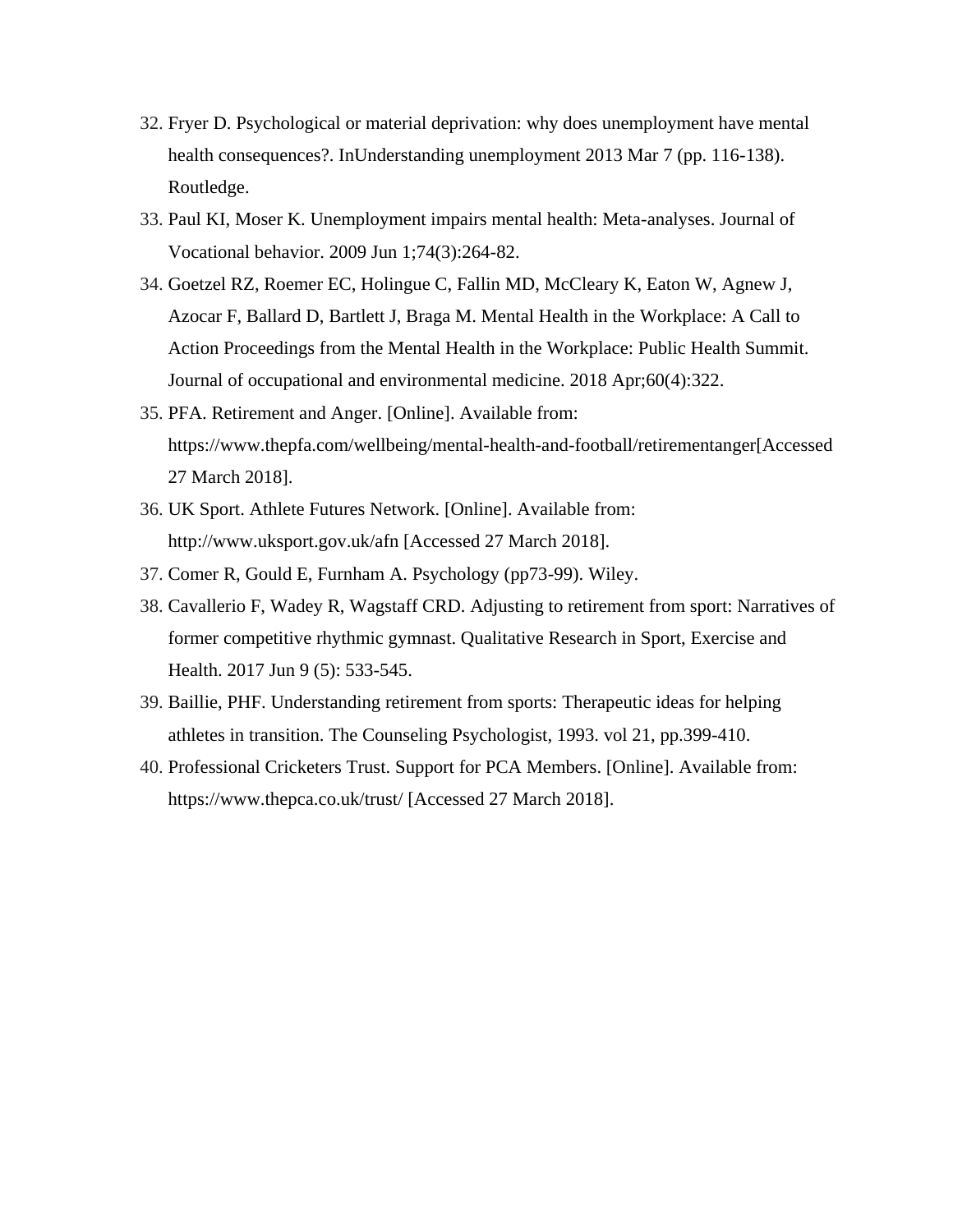32. Fryer D. Psychological or material deprivation: why does unemployment have mental health consequences?. InUnderstanding unemployment 2013 Mar 7 (pp. 116-138). Routledge.
33. Paul KI, Moser K. Unemployment impairs mental health: Meta-analyses. Journal of Vocational behavior. 2009 Jun 1;74(3):264-82.
34. Goetzel RZ, Roemer EC, Holingue C, Fallin MD, McCleary K, Eaton W, Agnew J, Azocar F, Ballard D, Bartlett J, Braga M. Mental Health in the Workplace: A Call to Action Proceedings from the Mental Health in the Workplace: Public Health Summit. Journal of occupational and environmental medicine. 2018 Apr;60(4):322.
35. PFA. Retirement and Anger. [Online]. Available from: https://www.thepfa.com/wellbeing/mental-health-and-football/retirementanger[Accessed 27 March 2018].
36. UK Sport. Athlete Futures Network. [Online]. Available from: http://www.uksport.gov.uk/afn [Accessed 27 March 2018].
37. Comer R, Gould E, Furnham A. Psychology (pp73-99). Wiley.
38. Cavallerio F, Wadey R, Wagstaff CRD. Adjusting to retirement from sport: Narratives of former competitive rhythmic gymnast. Qualitative Research in Sport, Exercise and Health. 2017 Jun 9 (5): 533-545.
39. Baillie, PHF. Understanding retirement from sports: Therapeutic ideas for helping athletes in transition. The Counseling Psychologist, 1993. vol 21, pp.399-410.
40. Professional Cricketers Trust. Support for PCA Members. [Online]. Available from: https://www.thepca.co.uk/trust/ [Accessed 27 March 2018].